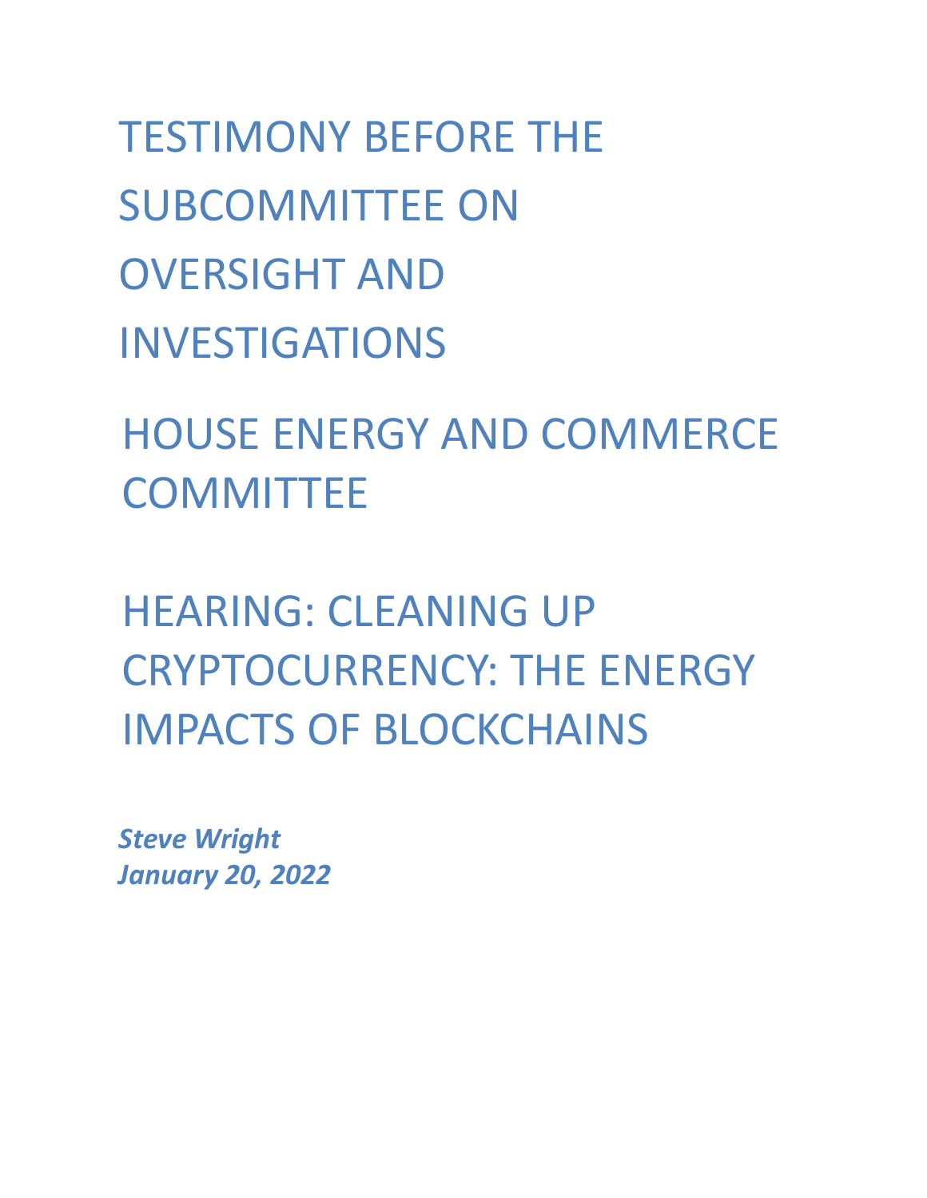# TESTIMONY BEFORE THE SUBCOMMITTEE ON OVERSIGHT AND INVESTIGATIONS

## HOUSE ENERGY AND COMMERCE COMMITTEE

## HEARING: CLEANING UP CRYPTOCURRENCY: THE ENERGY IMPACTS OF BLOCKCHAINS

***Steve Wright***
***January 20, 2022***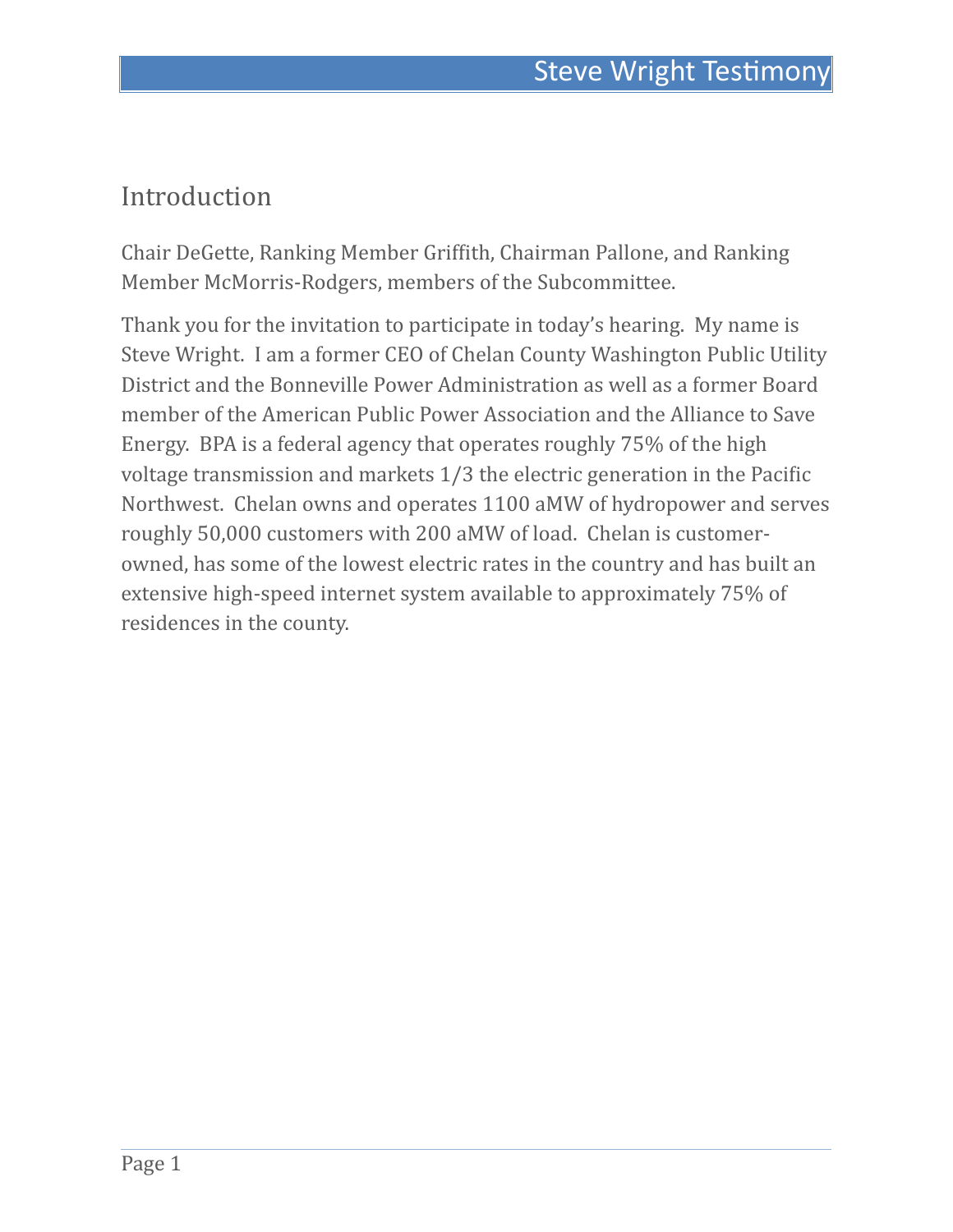## Introduction

Chair DeGette, Ranking Member Griffith, Chairman Pallone, and Ranking Member McMorris-Rodgers, members of the Subcommittee.

Thank you for the invitation to participate in today's hearing. My name is Steve Wright. I am a former CEO of Chelan County Washington Public Utility District and the Bonneville Power Administration as well as a former Board member of the American Public Power Association and the Alliance to Save Energy. BPA is a federal agency that operates roughly 75% of the high voltage transmission and markets 1/3 the electric generation in the Pacific Northwest. Chelan owns and operates 1100 aMW of hydropower and serves roughly 50,000 customers with 200 aMW of load. Chelan is customer-owned, has some of the lowest electric rates in the country and has built an extensive high-speed internet system available to approximately 75% of residences in the county.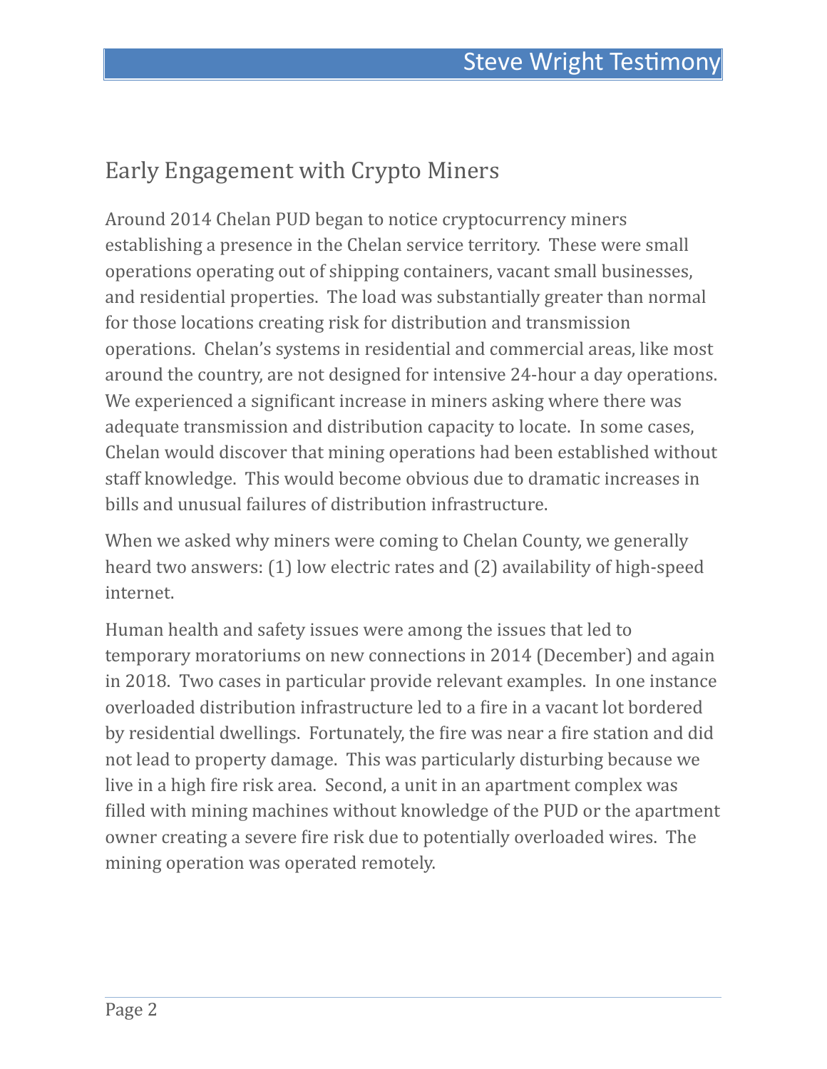## Early Engagement with Crypto Miners

Around 2014 Chelan PUD began to notice cryptocurrency miners establishing a presence in the Chelan service territory. These were small operations operating out of shipping containers, vacant small businesses, and residential properties. The load was substantially greater than normal for those locations creating risk for distribution and transmission operations. Chelan's systems in residential and commercial areas, like most around the country, are not designed for intensive 24-hour a day operations. We experienced a significant increase in miners asking where there was adequate transmission and distribution capacity to locate. In some cases, Chelan would discover that mining operations had been established without staff knowledge. This would become obvious due to dramatic increases in bills and unusual failures of distribution infrastructure.

When we asked why miners were coming to Chelan County, we generally heard two answers: (1) low electric rates and (2) availability of high-speed internet.

Human health and safety issues were among the issues that led to temporary moratoriums on new connections in 2014 (December) and again in 2018. Two cases in particular provide relevant examples. In one instance overloaded distribution infrastructure led to a fire in a vacant lot bordered by residential dwellings. Fortunately, the fire was near a fire station and did not lead to property damage. This was particularly disturbing because we live in a high fire risk area. Second, a unit in an apartment complex was filled with mining machines without knowledge of the PUD or the apartment owner creating a severe fire risk due to potentially overloaded wires. The mining operation was operated remotely.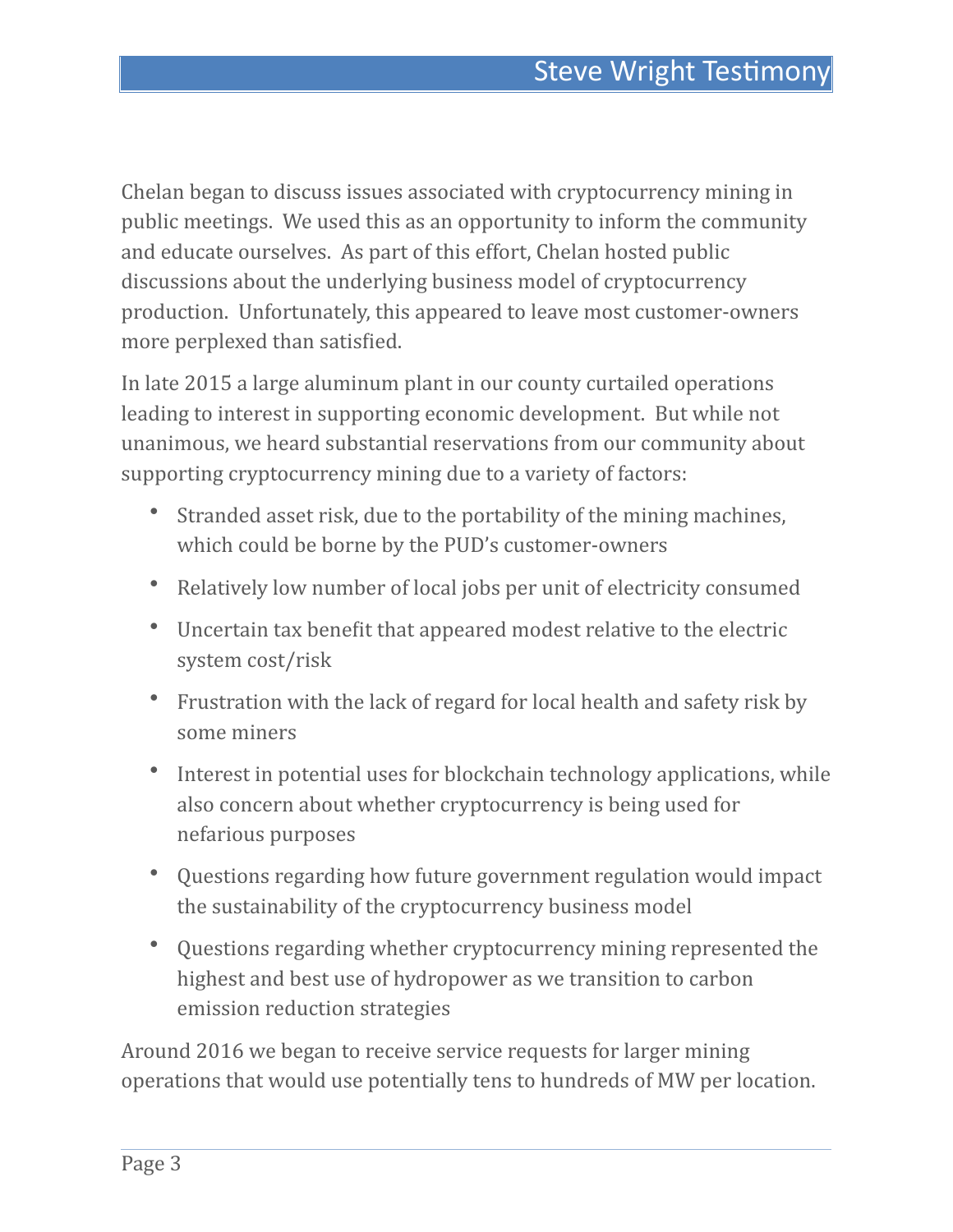Chelan began to discuss issues associated with cryptocurrency mining in public meetings. We used this as an opportunity to inform the community and educate ourselves. As part of this effort, Chelan hosted public discussions about the underlying business model of cryptocurrency production. Unfortunately, this appeared to leave most customer-owners more perplexed than satisfied.

In late 2015 a large aluminum plant in our county curtailed operations leading to interest in supporting economic development. But while not unanimous, we heard substantial reservations from our community about supporting cryptocurrency mining due to a variety of factors:

- Stranded asset risk, due to the portability of the mining machines, which could be borne by the PUD's customer-owners
- Relatively low number of local jobs per unit of electricity consumed
- Uncertain tax benefit that appeared modest relative to the electric system cost/risk
- Frustration with the lack of regard for local health and safety risk by some miners
- Interest in potential uses for blockchain technology applications, while also concern about whether cryptocurrency is being used for nefarious purposes
- Questions regarding how future government regulation would impact the sustainability of the cryptocurrency business model
- Questions regarding whether cryptocurrency mining represented the highest and best use of hydropower as we transition to carbon emission reduction strategies

Around 2016 we began to receive service requests for larger mining operations that would use potentially tens to hundreds of MW per location.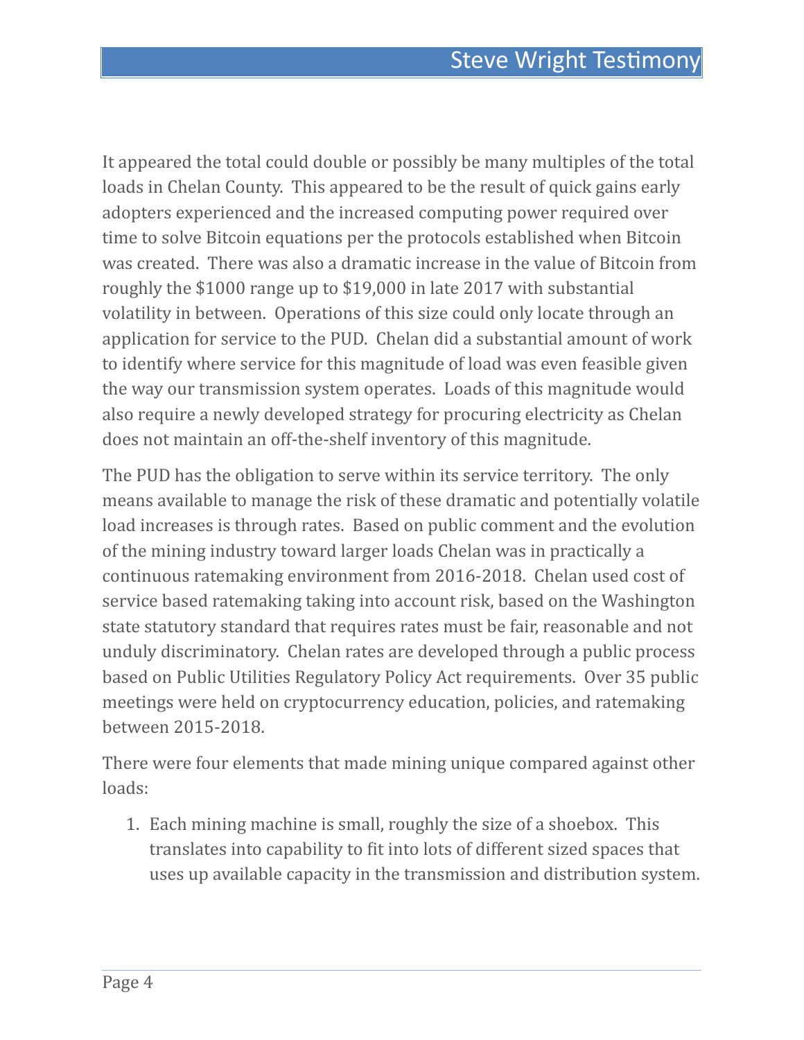It appeared the total could double or possibly be many multiples of the total loads in Chelan County. This appeared to be the result of quick gains early adopters experienced and the increased computing power required over time to solve Bitcoin equations per the protocols established when Bitcoin was created. There was also a dramatic increase in the value of Bitcoin from roughly the $1000 range up to $19,000 in late 2017 with substantial volatility in between. Operations of this size could only locate through an application for service to the PUD. Chelan did a substantial amount of work to identify where service for this magnitude of load was even feasible given the way our transmission system operates. Loads of this magnitude would also require a newly developed strategy for procuring electricity as Chelan does not maintain an off-the-shelf inventory of this magnitude.

The PUD has the obligation to serve within its service territory. The only means available to manage the risk of these dramatic and potentially volatile load increases is through rates. Based on public comment and the evolution of the mining industry toward larger loads Chelan was in practically a continuous ratemaking environment from 2016-2018. Chelan used cost of service based ratemaking taking into account risk, based on the Washington state statutory standard that requires rates must be fair, reasonable and not unduly discriminatory. Chelan rates are developed through a public process based on Public Utilities Regulatory Policy Act requirements. Over 35 public meetings were held on cryptocurrency education, policies, and ratemaking between 2015-2018.

There were four elements that made mining unique compared against other loads:

1. Each mining machine is small, roughly the size of a shoebox. This translates into capability to fit into lots of different sized spaces that uses up available capacity in the transmission and distribution system.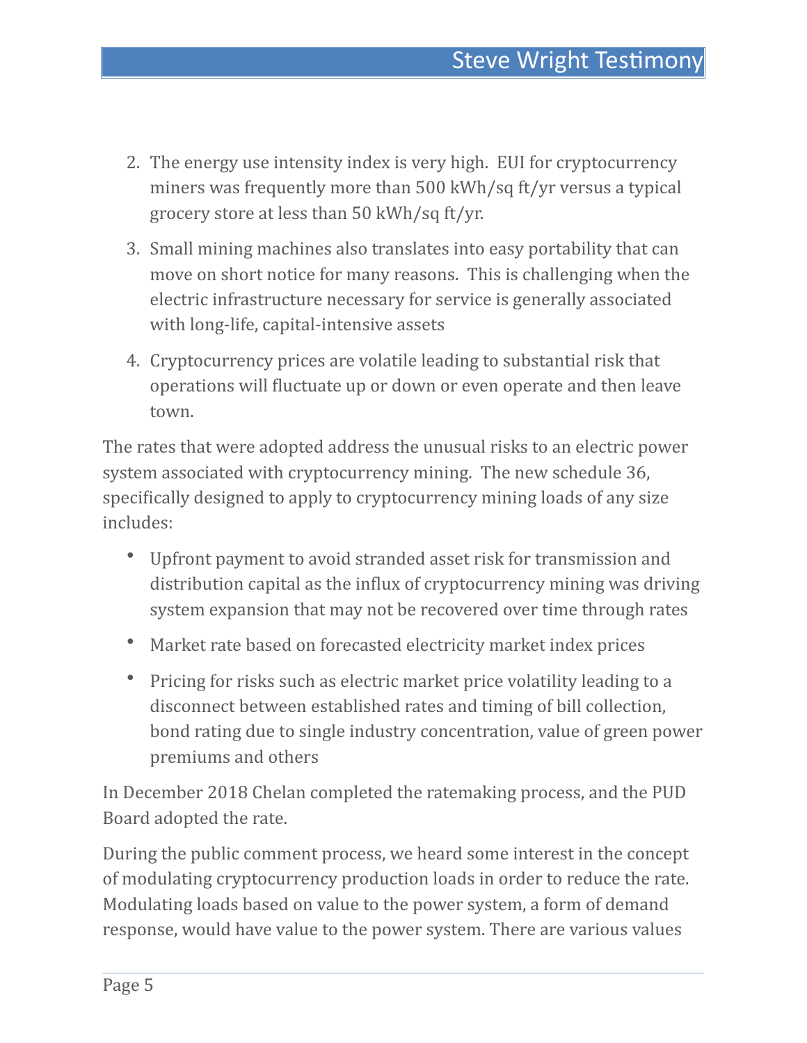2. The energy use intensity index is very high. EUI for cryptocurrency miners was frequently more than 500 kWh/sq ft/yr versus a typical grocery store at less than 50 kWh/sq ft/yr.

3. Small mining machines also translates into easy portability that can move on short notice for many reasons. This is challenging when the electric infrastructure necessary for service is generally associated with long-life, capital-intensive assets

4. Cryptocurrency prices are volatile leading to substantial risk that operations will fluctuate up or down or even operate and then leave town.

The rates that were adopted address the unusual risks to an electric power system associated with cryptocurrency mining. The new schedule 36, specifically designed to apply to cryptocurrency mining loads of any size includes:

- Upfront payment to avoid stranded asset risk for transmission and distribution capital as the influx of cryptocurrency mining was driving system expansion that may not be recovered over time through rates
- Market rate based on forecasted electricity market index prices
- Pricing for risks such as electric market price volatility leading to a disconnect between established rates and timing of bill collection, bond rating due to single industry concentration, value of green power premiums and others

In December 2018 Chelan completed the ratemaking process, and the PUD Board adopted the rate.

During the public comment process, we heard some interest in the concept of modulating cryptocurrency production loads in order to reduce the rate. Modulating loads based on value to the power system, a form of demand response, would have value to the power system. There are various values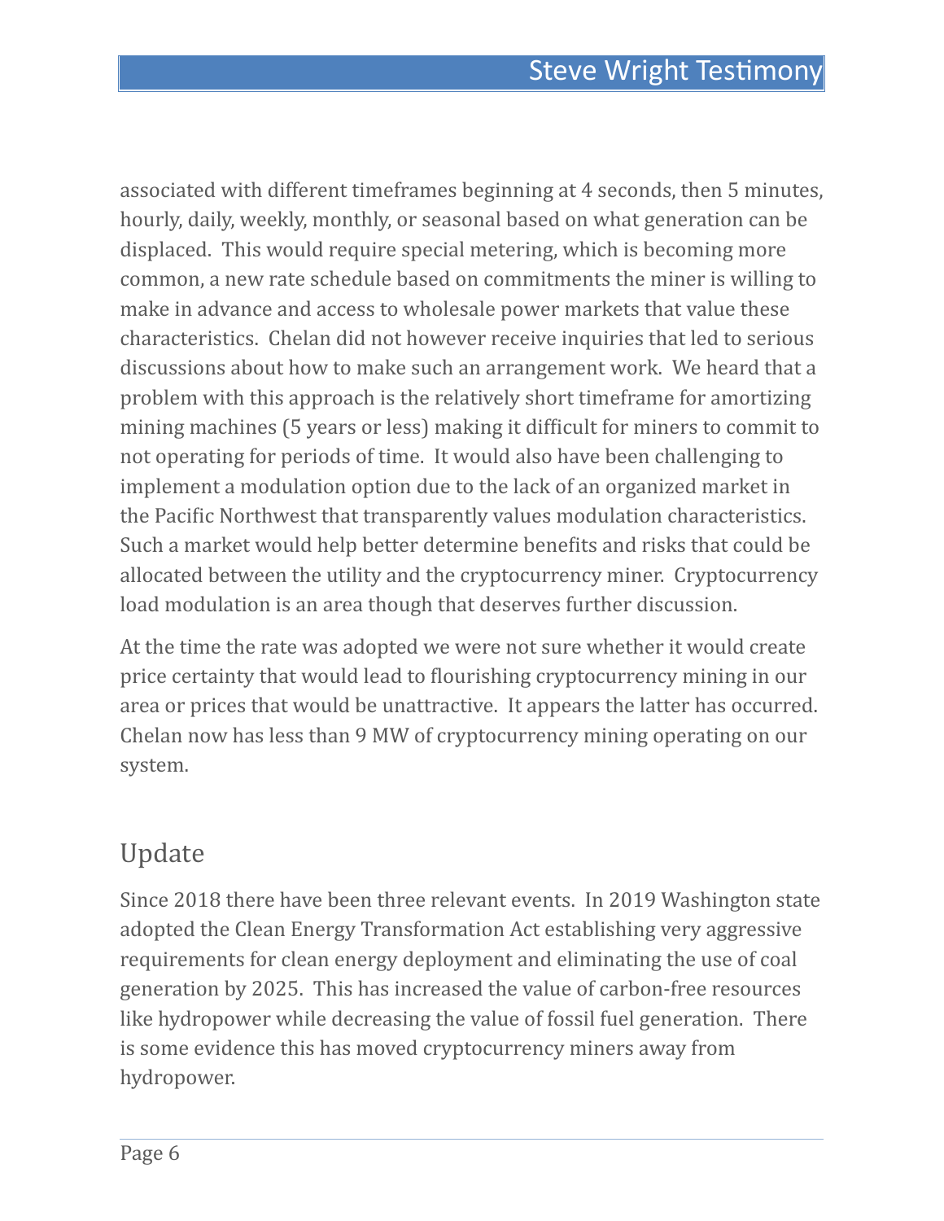associated with different timeframes beginning at 4 seconds, then 5 minutes, hourly, daily, weekly, monthly, or seasonal based on what generation can be displaced. This would require special metering, which is becoming more common, a new rate schedule based on commitments the miner is willing to make in advance and access to wholesale power markets that value these characteristics. Chelan did not however receive inquiries that led to serious discussions about how to make such an arrangement work. We heard that a problem with this approach is the relatively short timeframe for amortizing mining machines (5 years or less) making it difficult for miners to commit to not operating for periods of time. It would also have been challenging to implement a modulation option due to the lack of an organized market in the Pacific Northwest that transparently values modulation characteristics. Such a market would help better determine benefits and risks that could be allocated between the utility and the cryptocurrency miner. Cryptocurrency load modulation is an area though that deserves further discussion.

At the time the rate was adopted we were not sure whether it would create price certainty that would lead to flourishing cryptocurrency mining in our area or prices that would be unattractive. It appears the latter has occurred. Chelan now has less than 9 MW of cryptocurrency mining operating on our system.

## Update

Since 2018 there have been three relevant events. In 2019 Washington state adopted the Clean Energy Transformation Act establishing very aggressive requirements for clean energy deployment and eliminating the use of coal generation by 2025. This has increased the value of carbon-free resources like hydropower while decreasing the value of fossil fuel generation. There is some evidence this has moved cryptocurrency miners away from hydropower.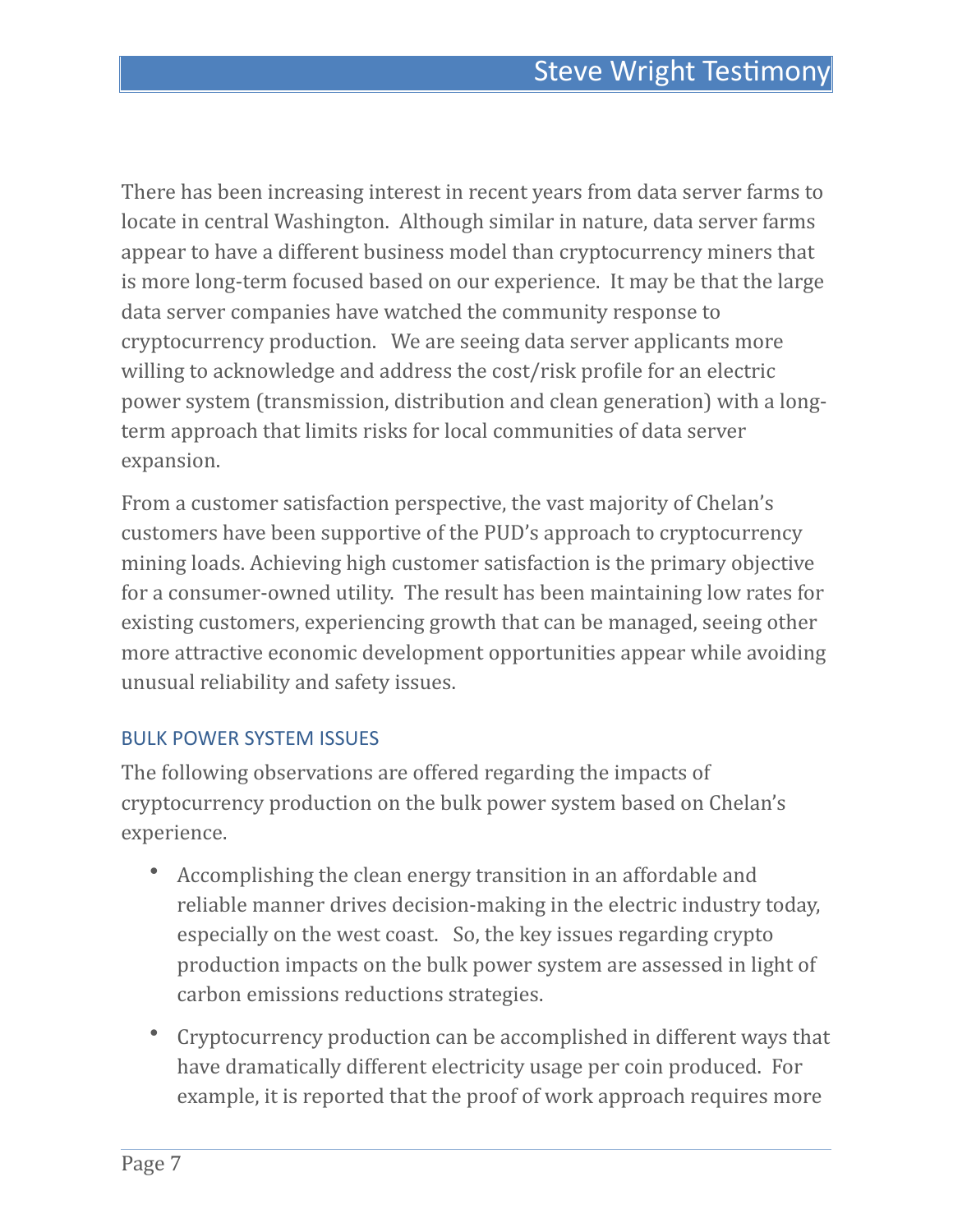There has been increasing interest in recent years from data server farms to locate in central Washington. Although similar in nature, data server farms appear to have a different business model than cryptocurrency miners that is more long-term focused based on our experience. It may be that the large data server companies have watched the community response to cryptocurrency production. We are seeing data server applicants more willing to acknowledge and address the cost/risk profile for an electric power system (transmission, distribution and clean generation) with a long-term approach that limits risks for local communities of data server expansion.

From a customer satisfaction perspective, the vast majority of Chelan's customers have been supportive of the PUD's approach to cryptocurrency mining loads. Achieving high customer satisfaction is the primary objective for a consumer-owned utility. The result has been maintaining low rates for existing customers, experiencing growth that can be managed, seeing other more attractive economic development opportunities appear while avoiding unusual reliability and safety issues.

## BULK POWER SYSTEM ISSUES

The following observations are offered regarding the impacts of cryptocurrency production on the bulk power system based on Chelan's experience.

- Accomplishing the clean energy transition in an affordable and reliable manner drives decision-making in the electric industry today, especially on the west coast. So, the key issues regarding crypto production impacts on the bulk power system are assessed in light of carbon emissions reductions strategies.
- Cryptocurrency production can be accomplished in different ways that have dramatically different electricity usage per coin produced. For example, it is reported that the proof of work approach requires more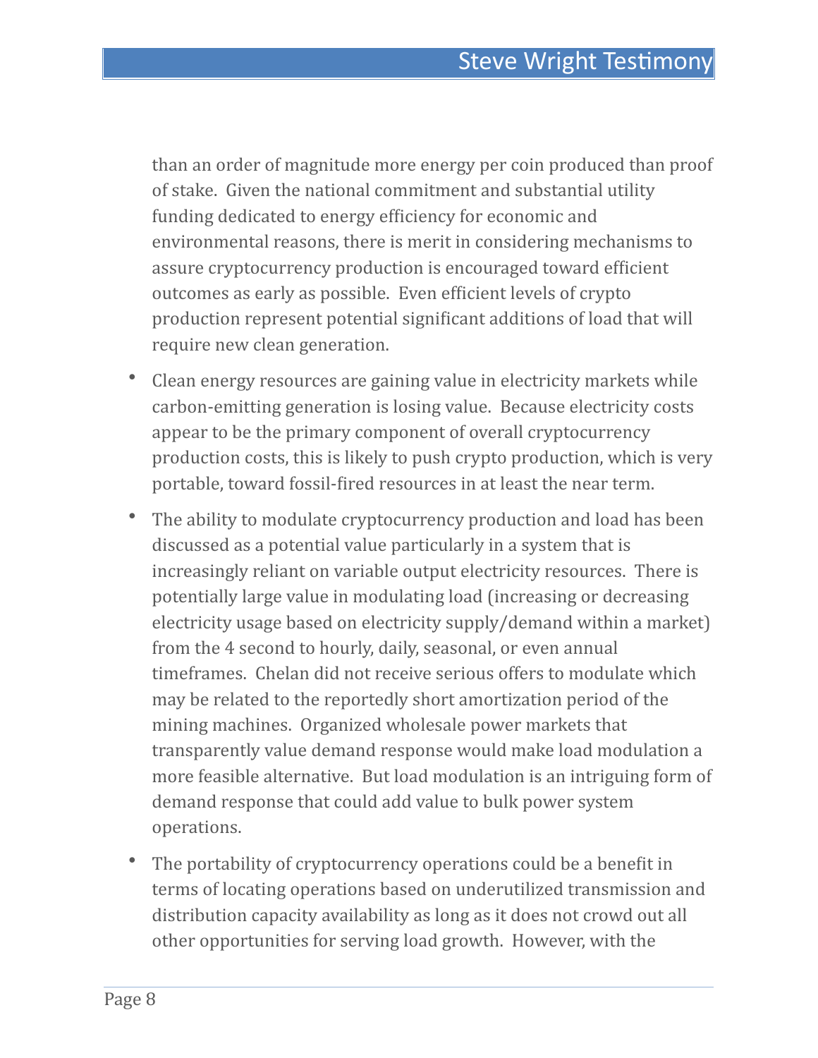than an order of magnitude more energy per coin produced than proof of stake. Given the national commitment and substantial utility funding dedicated to energy efficiency for economic and environmental reasons, there is merit in considering mechanisms to assure cryptocurrency production is encouraged toward efficient outcomes as early as possible. Even efficient levels of crypto production represent potential significant additions of load that will require new clean generation.

- Clean energy resources are gaining value in electricity markets while carbon-emitting generation is losing value. Because electricity costs appear to be the primary component of overall cryptocurrency production costs, this is likely to push crypto production, which is very portable, toward fossil-fired resources in at least the near term.

- The ability to modulate cryptocurrency production and load has been discussed as a potential value particularly in a system that is increasingly reliant on variable output electricity resources. There is potentially large value in modulating load (increasing or decreasing electricity usage based on electricity supply/demand within a market) from the 4 second to hourly, daily, seasonal, or even annual timeframes. Chelan did not receive serious offers to modulate which may be related to the reportedly short amortization period of the mining machines. Organized wholesale power markets that transparently value demand response would make load modulation a more feasible alternative. But load modulation is an intriguing form of demand response that could add value to bulk power system operations.

- The portability of cryptocurrency operations could be a benefit in terms of locating operations based on underutilized transmission and distribution capacity availability as long as it does not crowd out all other opportunities for serving load growth. However, with the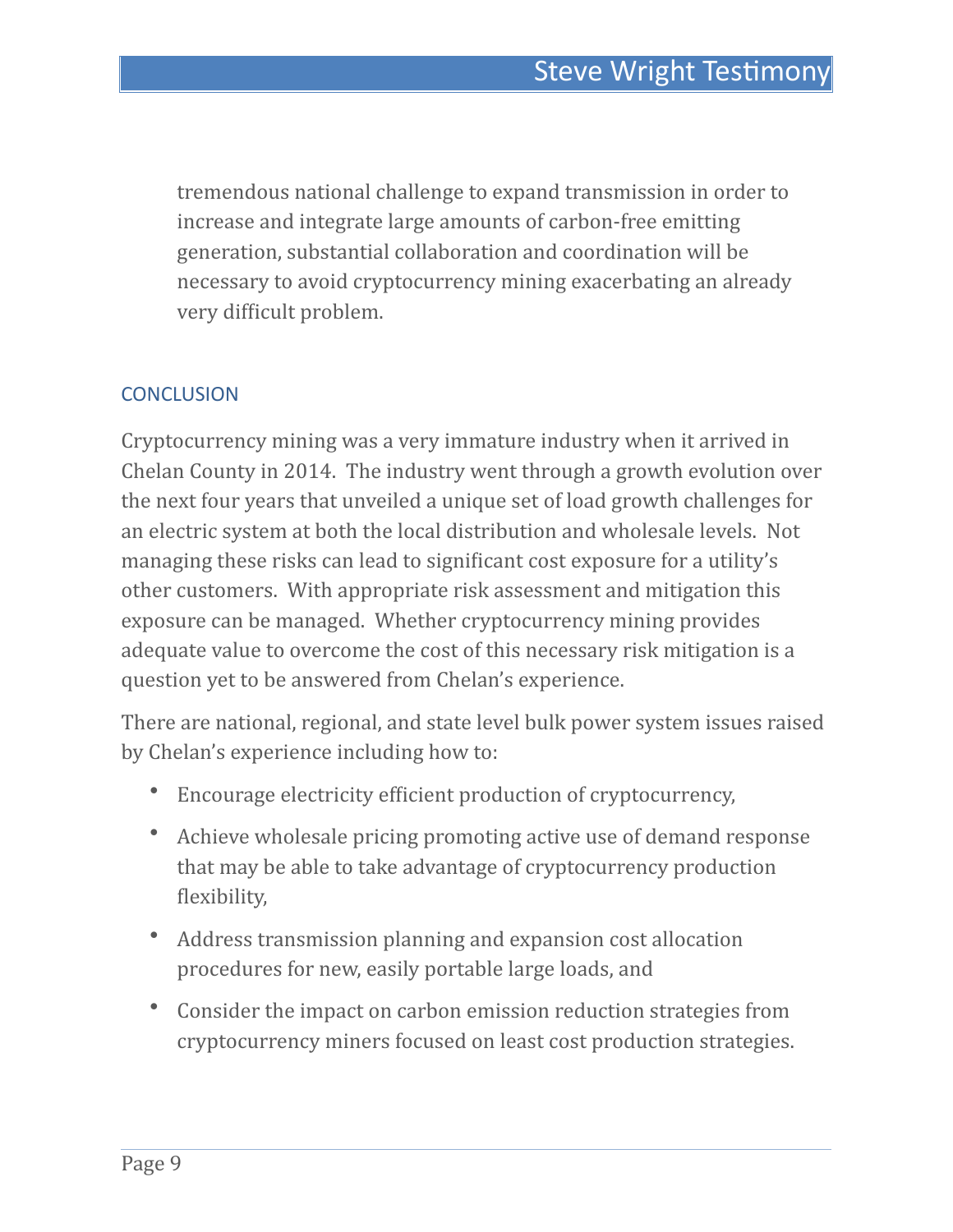tremendous national challenge to expand transmission in order to increase and integrate large amounts of carbon-free emitting generation, substantial collaboration and coordination will be necessary to avoid cryptocurrency mining exacerbating an already very difficult problem.

## CONCLUSION

Cryptocurrency mining was a very immature industry when it arrived in Chelan County in 2014. The industry went through a growth evolution over the next four years that unveiled a unique set of load growth challenges for an electric system at both the local distribution and wholesale levels. Not managing these risks can lead to significant cost exposure for a utility's other customers. With appropriate risk assessment and mitigation this exposure can be managed. Whether cryptocurrency mining provides adequate value to overcome the cost of this necessary risk mitigation is a question yet to be answered from Chelan's experience.

There are national, regional, and state level bulk power system issues raised by Chelan's experience including how to:

- Encourage electricity efficient production of cryptocurrency,
- Achieve wholesale pricing promoting active use of demand response that may be able to take advantage of cryptocurrency production flexibility,
- Address transmission planning and expansion cost allocation procedures for new, easily portable large loads, and
- Consider the impact on carbon emission reduction strategies from cryptocurrency miners focused on least cost production strategies.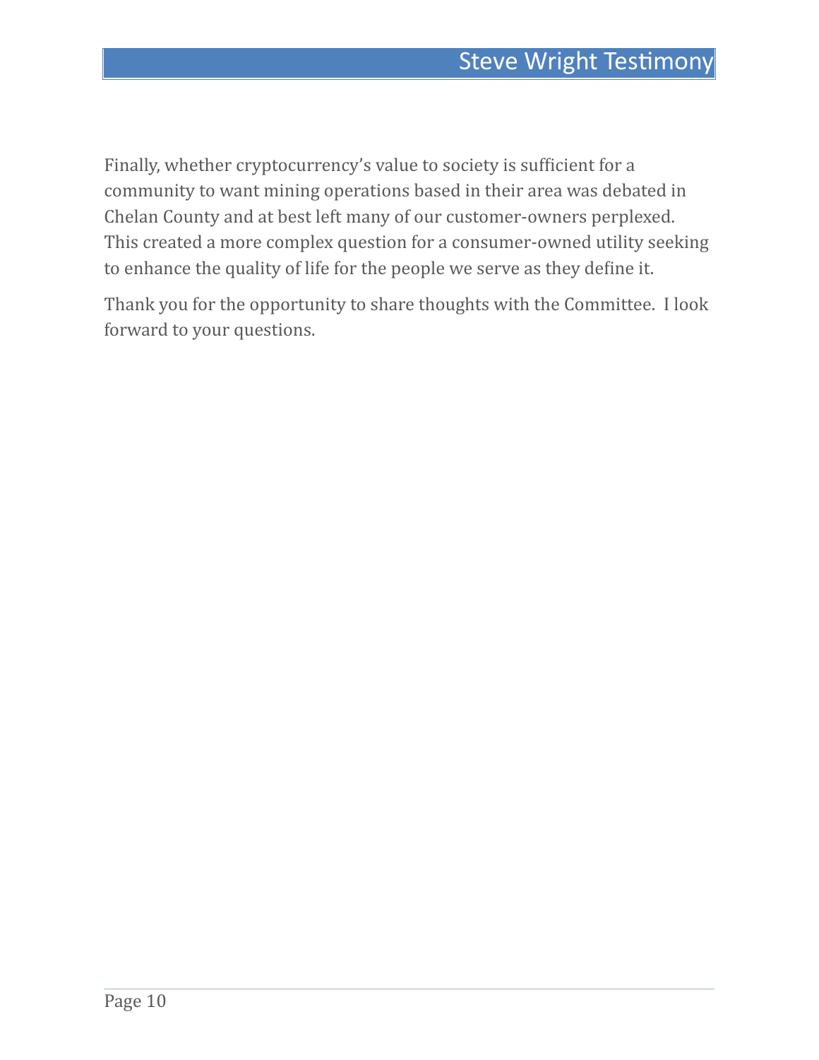Finally, whether cryptocurrency's value to society is sufficient for a community to want mining operations based in their area was debated in Chelan County and at best left many of our customer-owners perplexed. This created a more complex question for a consumer-owned utility seeking to enhance the quality of life for the people we serve as they define it.

Thank you for the opportunity to share thoughts with the Committee. I look forward to your questions.